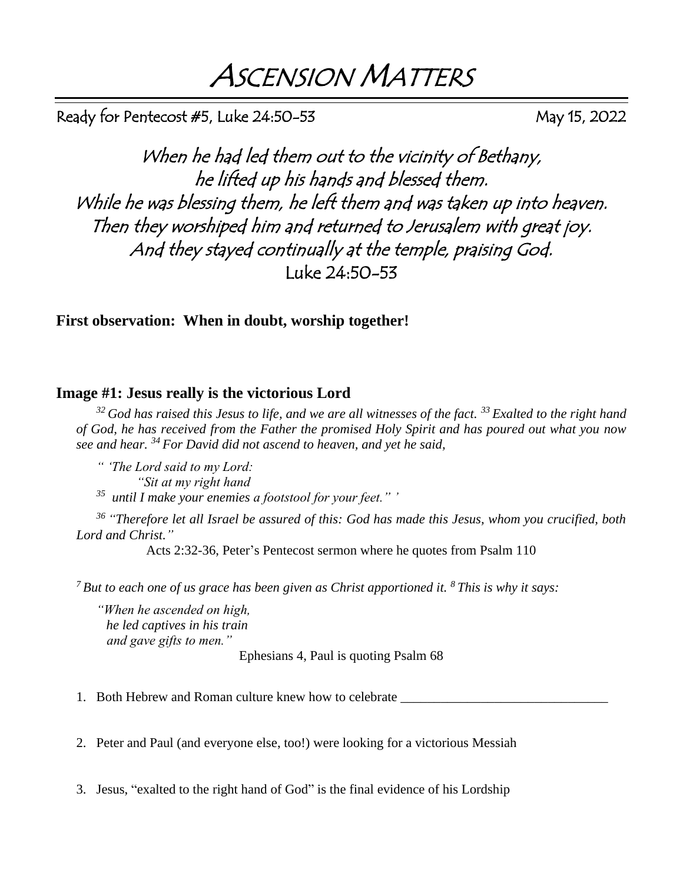# ASCENSION MATTERS

Ready for Pentecost #5, Luke 24:50-53 May 15, 2022

*When he had led them out to the vicinity of Bethany,*
*he lifted up his hands and blessed them.*
*While he was blessing them, he left them and was taken up into heaven.*
*Then they worshiped him and returned to Jerusalem with great joy.*
*And they stayed continually at the temple, praising God.*
Luke 24:50-53

**First observation: When in doubt, worship together!**

## Image #1: Jesus really is the victorious Lord

*[32] God has raised this Jesus to life, and we are all witnesses of the fact. [33] Exalted to the right hand of God, he has received from the Father the promised Holy Spirit and has poured out what you now see and hear. [34] For David did not ascend to heaven, and yet he said,*

*" 'The Lord said to my Lord:*
*"Sit at my right hand*
*[35] until I make your enemies a footstool for your feet." '*

*[36] "Therefore let all Israel be assured of this: God has made this Jesus, whom you crucified, both Lord and Christ."*

Acts 2:32-36, Peter's Pentecost sermon where he quotes from Psalm 110

*[7] But to each one of us grace has been given as Christ apportioned it. [8] This is why it says:*

*"When he ascended on high,*
*he led captives in his train*
*and gave gifts to men."*

Ephesians 4, Paul is quoting Psalm 68

1. Both Hebrew and Roman culture knew how to celebrate ________________________________

2. Peter and Paul (and everyone else, too!) were looking for a victorious Messiah

3. Jesus, "exalted to the right hand of God" is the final evidence of his Lordship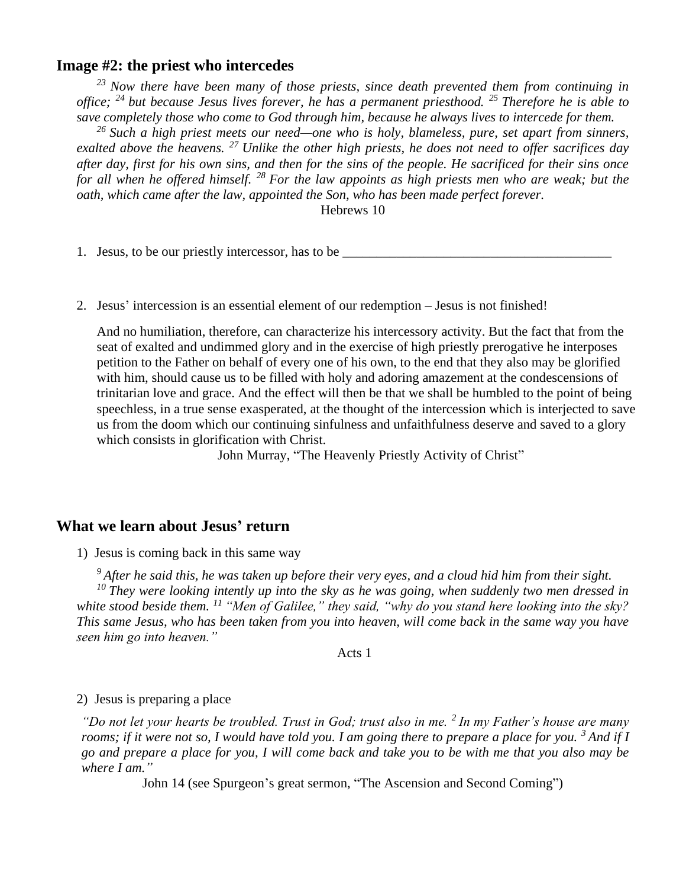## Image #2: the priest who intercedes

*[23] Now there have been many of those priests, since death prevented them from continuing in office; [24] but because Jesus lives forever, he has a permanent priesthood. [25] Therefore he is able to save completely those who come to God through him, because he always lives to intercede for them.*

*[26] Such a high priest meets our need—one who is holy, blameless, pure, set apart from sinners, exalted above the heavens. [27] Unlike the other high priests, he does not need to offer sacrifices day after day, first for his own sins, and then for the sins of the people. He sacrificed for their sins once for all when he offered himself. [28] For the law appoints as high priests men who are weak; but the oath, which came after the law, appointed the Son, who has been made perfect forever.*

Hebrews 10

1. Jesus, to be our priestly intercessor, has to be ________________________________________

2. Jesus' intercession is an essential element of our redemption – Jesus is not finished!

   And no humiliation, therefore, can characterize his intercessory activity. But the fact that from the seat of exalted and undimmed glory and in the exercise of high priestly prerogative he interposes petition to the Father on behalf of every one of his own, to the end that they also may be glorified with him, should cause us to be filled with holy and adoring amazement at the condescensions of trinitarian love and grace. And the effect will then be that we shall be humbled to the point of being speechless, in a true sense exasperated, at the thought of the intercession which is interjected to save us from the doom which our continuing sinfulness and unfaithfulness deserve and saved to a glory which consists in glorification with Christ.

   John Murray, "The Heavenly Priestly Activity of Christ"

## What we learn about Jesus' return

1) Jesus is coming back in this same way

*[9] After he said this, he was taken up before their very eyes, and a cloud hid him from their sight. [10] They were looking intently up into the sky as he was going, when suddenly two men dressed in white stood beside them. [11] "Men of Galilee," they said, "why do you stand here looking into the sky? This same Jesus, who has been taken from you into heaven, will come back in the same way you have seen him go into heaven."*

Acts 1

2) Jesus is preparing a place

*"Do not let your hearts be troubled. Trust in God; trust also in me. [2] In my Father's house are many rooms; if it were not so, I would have told you. I am going there to prepare a place for you. [3] And if I go and prepare a place for you, I will come back and take you to be with me that you also may be where I am."*

John 14 (see Spurgeon's great sermon, "The Ascension and Second Coming")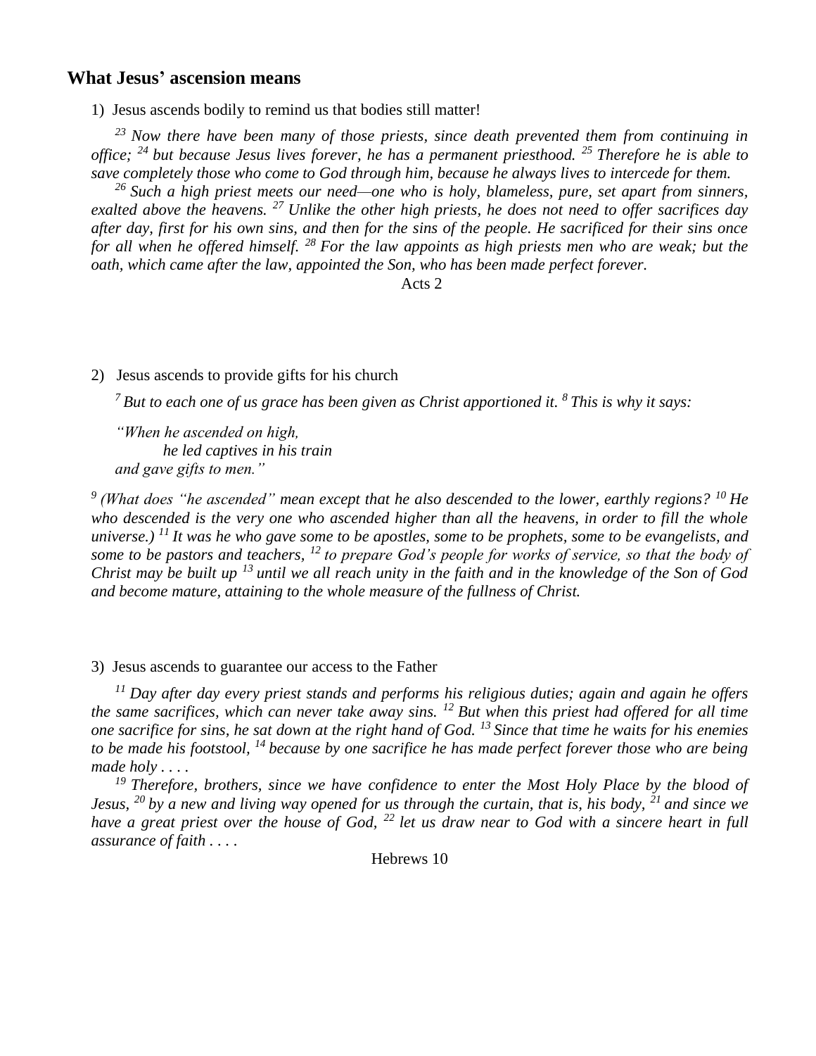## What Jesus' ascension means

1) Jesus ascends bodily to remind us that bodies still matter!

*[23] Now there have been many of those priests, since death prevented them from continuing in office; [24] but because Jesus lives forever, he has a permanent priesthood. [25] Therefore he is able to save completely those who come to God through him, because he always lives to intercede for them.*

*[26] Such a high priest meets our need—one who is holy, blameless, pure, set apart from sinners, exalted above the heavens. [27] Unlike the other high priests, he does not need to offer sacrifices day after day, first for his own sins, and then for the sins of the people. He sacrificed for their sins once for all when he offered himself. [28] For the law appoints as high priests men who are weak; but the oath, which came after the law, appointed the Son, who has been made perfect forever.*

Acts 2

2) Jesus ascends to provide gifts for his church

*[7] But to each one of us grace has been given as Christ apportioned it. [8] This is why it says:*

*"When he ascended on high,*
*he led captives in his train*
*and gave gifts to men."*

*[9] (What does "he ascended" mean except that he also descended to the lower, earthly regions? [10] He who descended is the very one who ascended higher than all the heavens, in order to fill the whole universe.) [11] It was he who gave some to be apostles, some to be prophets, some to be evangelists, and some to be pastors and teachers, [12] to prepare God's people for works of service, so that the body of Christ may be built up [13] until we all reach unity in the faith and in the knowledge of the Son of God and become mature, attaining to the whole measure of the fullness of Christ.*

3) Jesus ascends to guarantee our access to the Father

*[11] Day after day every priest stands and performs his religious duties; again and again he offers the same sacrifices, which can never take away sins. [12] But when this priest had offered for all time one sacrifice for sins, he sat down at the right hand of God. [13] Since that time he waits for his enemies to be made his footstool, [14] because by one sacrifice he has made perfect forever those who are being made holy . . . .*

*[19] Therefore, brothers, since we have confidence to enter the Most Holy Place by the blood of Jesus, [20] by a new and living way opened for us through the curtain, that is, his body, [21] and since we have a great priest over the house of God, [22] let us draw near to God with a sincere heart in full assurance of faith . . . .*

Hebrews 10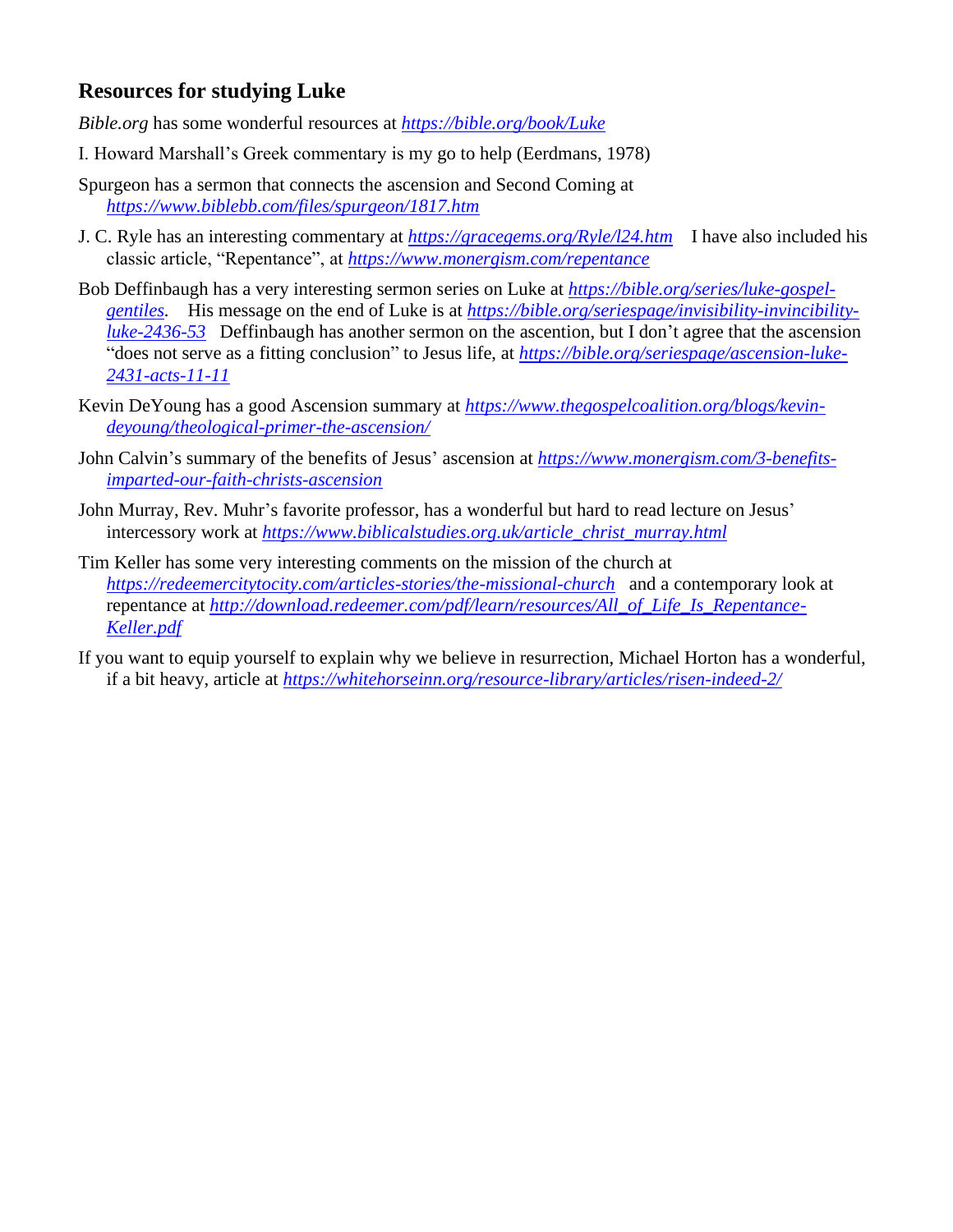## Resources for studying Luke

*Bible.org* has some wonderful resources at *https://bible.org/book/Luke*

I. Howard Marshall's Greek commentary is my go to help (Eerdmans, 1978)

Spurgeon has a sermon that connects the ascension and Second Coming at *https://www.biblebb.com/files/spurgeon/1817.htm*

J. C. Ryle has an interesting commentary at *https://gracegems.org/Ryle/l24.htm* I have also included his classic article, "Repentance", at *https://www.monergism.com/repentance*

Bob Deffinbaugh has a very interesting sermon series on Luke at *https://bible.org/series/luke-gospel-gentiles.* His message on the end of Luke is at *https://bible.org/seriespage/invisibility-invincibility-luke-2436-53* Deffinbaugh has another sermon on the ascention, but I don't agree that the ascension "does not serve as a fitting conclusion" to Jesus life, at *https://bible.org/seriespage/ascension-luke-2431-acts-11-11*

Kevin DeYoung has a good Ascension summary at *https://www.thegospelcoalition.org/blogs/kevin-deyoung/theological-primer-the-ascension/*

John Calvin's summary of the benefits of Jesus' ascension at *https://www.monergism.com/3-benefits-imparted-our-faith-christs-ascension*

John Murray, Rev. Muhr's favorite professor, has a wonderful but hard to read lecture on Jesus' intercessory work at *https://www.biblicalstudies.org.uk/article_christ_murray.html*

Tim Keller has some very interesting comments on the mission of the church at *https://redeemercitytocity.com/articles-stories/the-missional-church* and a contemporary look at repentance at *http://download.redeemer.com/pdf/learn/resources/All_of_Life_Is_Repentance-Keller.pdf*

If you want to equip yourself to explain why we believe in resurrection, Michael Horton has a wonderful, if a bit heavy, article at *https://whitehorseinn.org/resource-library/articles/risen-indeed-2/*